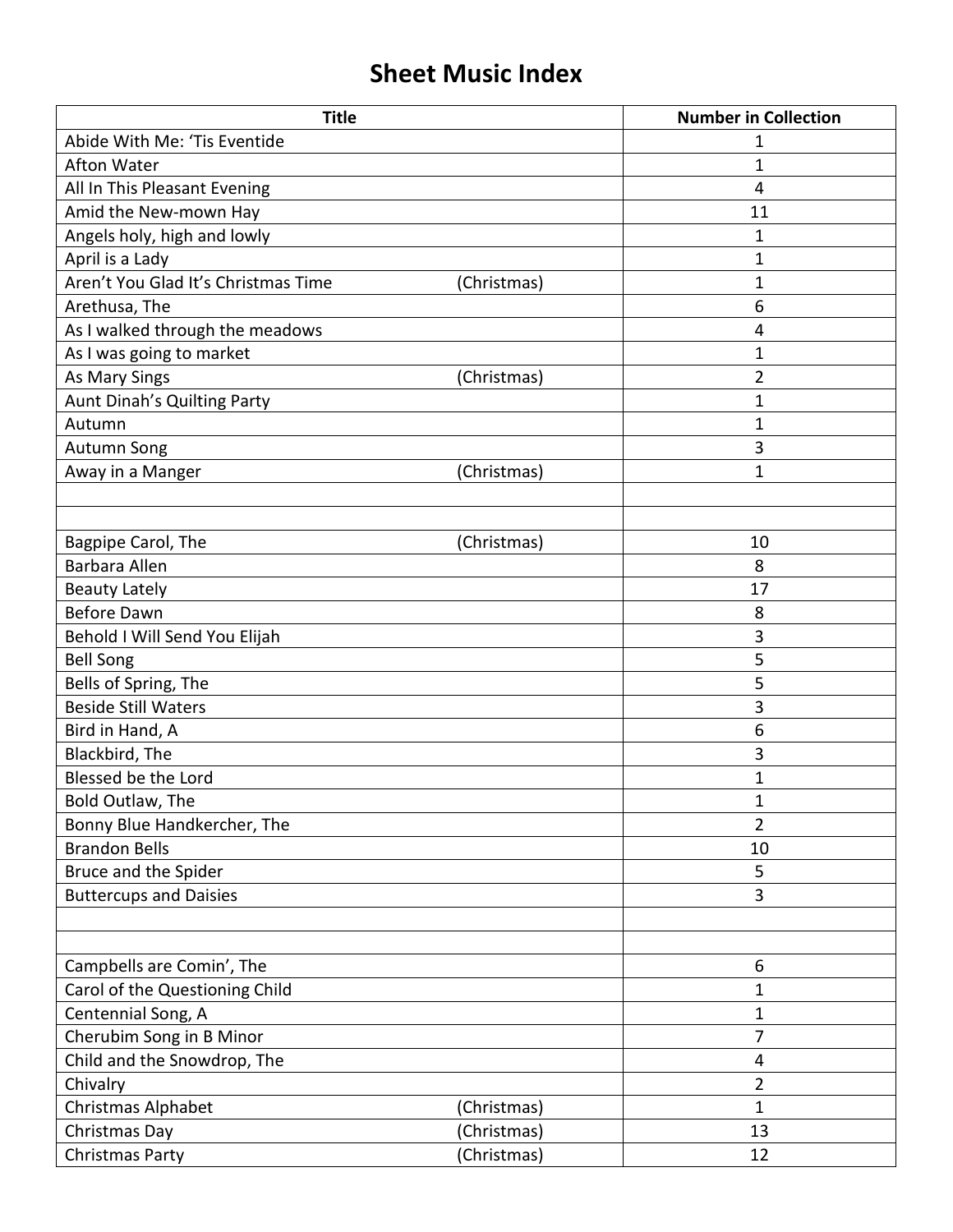# Sheet Music Index

| Title | | Number in Collection |
|---|---|---|
| Abide With Me: 'Tis Eventide | | 1 |
| Afton Water | | 1 |
| All In This Pleasant Evening | | 4 |
| Amid the New-mown Hay | | 11 |
| Angels holy, high and lowly | | 1 |
| April is a Lady | | 1 |
| Aren't You Glad It's Christmas Time | (Christmas) | 1 |
| Arethusa, The | | 6 |
| As I walked through the meadows | | 4 |
| As I was going to market | | 1 |
| As Mary Sings | (Christmas) | 2 |
| Aunt Dinah's Quilting Party | | 1 |
| Autumn | | 1 |
| Autumn Song | | 3 |
| Away in a Manger | (Christmas) | 1 |
| | | |
| | | |
| Bagpipe Carol, The | (Christmas) | 10 |
| Barbara Allen | | 8 |
| Beauty Lately | | 17 |
| Before Dawn | | 8 |
| Behold I Will Send You Elijah | | 3 |
| Bell Song | | 5 |
| Bells of Spring, The | | 5 |
| Beside Still Waters | | 3 |
| Bird in Hand, A | | 6 |
| Blackbird, The | | 3 |
| Blessed be the Lord | | 1 |
| Bold Outlaw, The | | 1 |
| Bonny Blue Handkercher, The | | 2 |
| Brandon Bells | | 10 |
| Bruce and the Spider | | 5 |
| Buttercups and Daisies | | 3 |
| | | |
| | | |
| Campbells are Comin', The | | 6 |
| Carol of the Questioning Child | | 1 |
| Centennial Song, A | | 1 |
| Cherubim Song in B Minor | | 7 |
| Child and the Snowdrop, The | | 4 |
| Chivalry | | 2 |
| Christmas Alphabet | (Christmas) | 1 |
| Christmas Day | (Christmas) | 13 |
| Christmas Party | (Christmas) | 12 |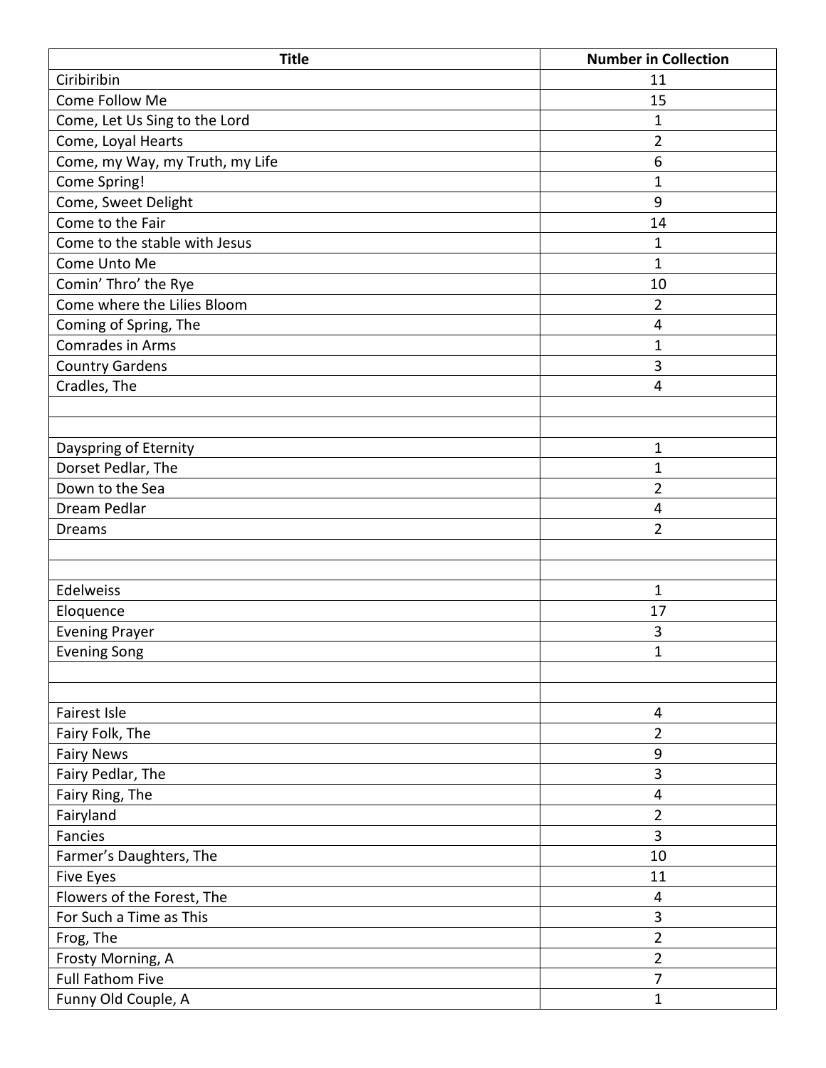| Title | Number in Collection |
|---|---|
| Ciribiribin | 11 |
| Come Follow Me | 15 |
| Come, Let Us Sing to the Lord | 1 |
| Come, Loyal Hearts | 2 |
| Come, my Way, my Truth, my Life | 6 |
| Come Spring! | 1 |
| Come, Sweet Delight | 9 |
| Come to the Fair | 14 |
| Come to the stable with Jesus | 1 |
| Come Unto Me | 1 |
| Comin' Thro' the Rye | 10 |
| Come where the Lilies Bloom | 2 |
| Coming of Spring, The | 4 |
| Comrades in Arms | 1 |
| Country Gardens | 3 |
| Cradles, The | 4 |
| | |
| | |
| Dayspring of Eternity | 1 |
| Dorset Pedlar, The | 1 |
| Down to the Sea | 2 |
| Dream Pedlar | 4 |
| Dreams | 2 |
| | |
| | |
| Edelweiss | 1 |
| Eloquence | 17 |
| Evening Prayer | 3 |
| Evening Song | 1 |
| | |
| | |
| Fairest Isle | 4 |
| Fairy Folk, The | 2 |
| Fairy News | 9 |
| Fairy Pedlar, The | 3 |
| Fairy Ring, The | 4 |
| Fairyland | 2 |
| Fancies | 3 |
| Farmer's Daughters, The | 10 |
| Five Eyes | 11 |
| Flowers of the Forest, The | 4 |
| For Such a Time as This | 3 |
| Frog, The | 2 |
| Frosty Morning, A | 2 |
| Full Fathom Five | 7 |
| Funny Old Couple, A | 1 |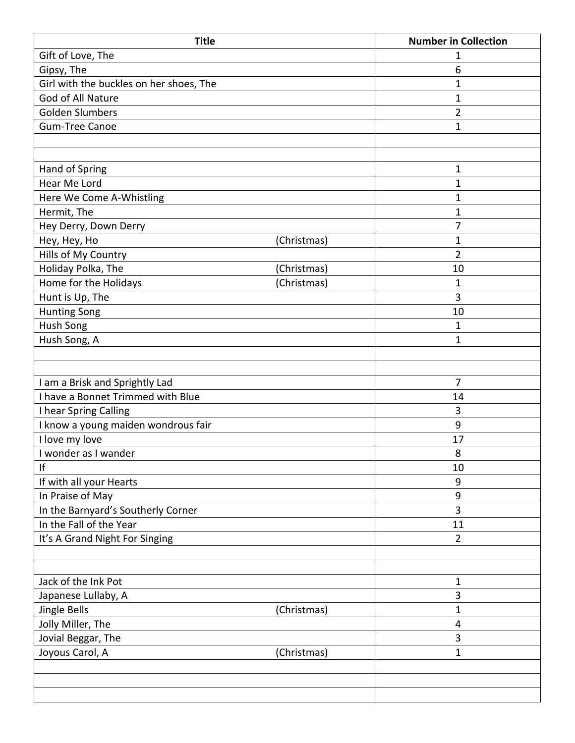| Title | Number in Collection |
|---|---|
| Gift of Love, The | 1 |
| Gipsy, The | 6 |
| Girl with the buckles on her shoes, The | 1 |
| God of All Nature | 1 |
| Golden Slumbers | 2 |
| Gum-Tree Canoe | 1 |
| | |
| | |
| Hand of Spring | 1 |
| Hear Me Lord | 1 |
| Here We Come A-Whistling | 1 |
| Hermit, The | 1 |
| Hey Derry, Down Derry | 7 |
| Hey, Hey, Ho (Christmas) | 1 |
| Hills of My Country | 2 |
| Holiday Polka, The (Christmas) | 10 |
| Home for the Holidays (Christmas) | 1 |
| Hunt is Up, The | 3 |
| Hunting Song | 10 |
| Hush Song | 1 |
| Hush Song, A | 1 |
| | |
| | |
| I am a Brisk and Sprightly Lad | 7 |
| I have a Bonnet Trimmed with Blue | 14 |
| I hear Spring Calling | 3 |
| I know a young maiden wondrous fair | 9 |
| I love my love | 17 |
| I wonder as I wander | 8 |
| If | 10 |
| If with all your Hearts | 9 |
| In Praise of May | 9 |
| In the Barnyard's Southerly Corner | 3 |
| In the Fall of the Year | 11 |
| It's A Grand Night For Singing | 2 |
| | |
| | |
| Jack of the Ink Pot | 1 |
| Japanese Lullaby, A | 3 |
| Jingle Bells (Christmas) | 1 |
| Jolly Miller, The | 4 |
| Jovial Beggar, The | 3 |
| Joyous Carol, A (Christmas) | 1 |
| | |
| | |
| | |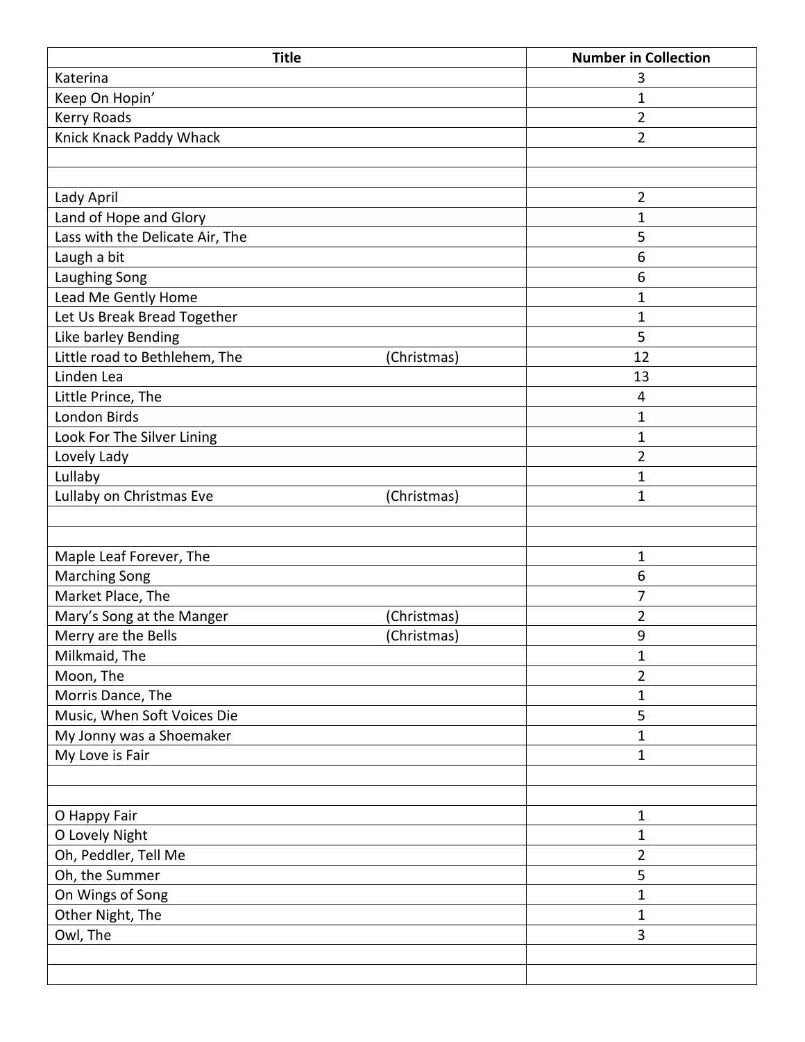| Title | Number in Collection |
|---|---|
| Katerina | 3 |
| Keep On Hopin’ | 1 |
| Kerry Roads | 2 |
| Knick Knack Paddy Whack | 2 |
| | |
| | |
| Lady April | 2 |
| Land of Hope and Glory | 1 |
| Lass with the Delicate Air, The | 5 |
| Laugh a bit | 6 |
| Laughing Song | 6 |
| Lead Me Gently Home | 1 |
| Let Us Break Bread Together | 1 |
| Like barley Bending | 5 |
| Little road to Bethlehem, The (Christmas) | 12 |
| Linden Lea | 13 |
| Little Prince, The | 4 |
| London Birds | 1 |
| Look For The Silver Lining | 1 |
| Lovely Lady | 2 |
| Lullaby | 1 |
| Lullaby on Christmas Eve (Christmas) | 1 |
| | |
| | |
| Maple Leaf Forever, The | 1 |
| Marching Song | 6 |
| Market Place, The | 7 |
| Mary’s Song at the Manger (Christmas) | 2 |
| Merry are the Bells (Christmas) | 9 |
| Milkmaid, The | 1 |
| Moon, The | 2 |
| Morris Dance, The | 1 |
| Music, When Soft Voices Die | 5 |
| My Jonny was a Shoemaker | 1 |
| My Love is Fair | 1 |
| | |
| | |
| O Happy Fair | 1 |
| O Lovely Night | 1 |
| Oh, Peddler, Tell Me | 2 |
| Oh, the Summer | 5 |
| On Wings of Song | 1 |
| Other Night, The | 1 |
| Owl, The | 3 |
| | |
| | |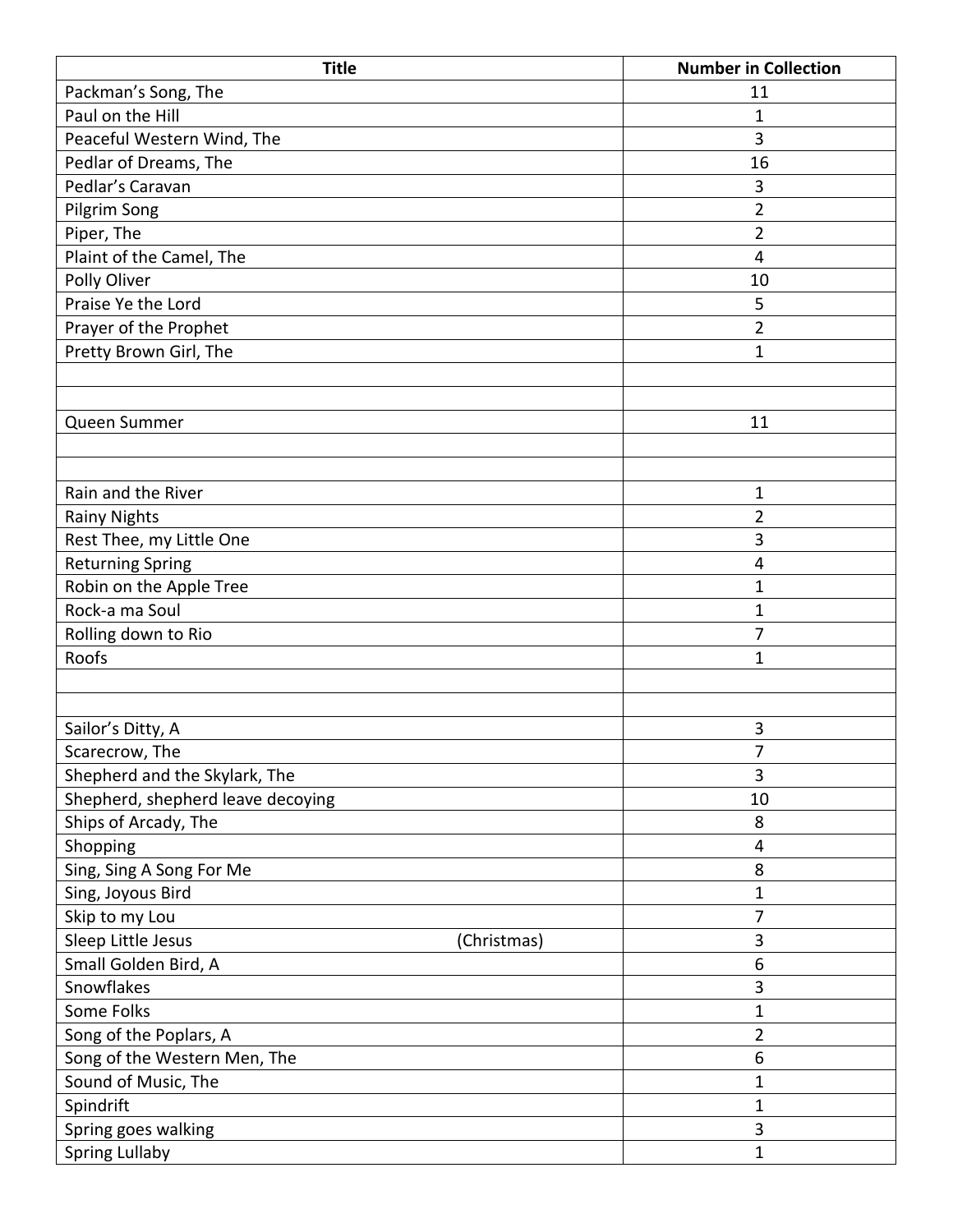| Title | Number in Collection |
| --- | --- |
| Packman's Song, The | 11 |
| Paul on the Hill | 1 |
| Peaceful Western Wind, The | 3 |
| Pedlar of Dreams, The | 16 |
| Pedlar's Caravan | 3 |
| Pilgrim Song | 2 |
| Piper, The | 2 |
| Plaint of the Camel, The | 4 |
| Polly Oliver | 10 |
| Praise Ye the Lord | 5 |
| Prayer of the Prophet | 2 |
| Pretty Brown Girl, The | 1 |
| | |
| | |
| Queen Summer | 11 |
| | |
| | |
| Rain and the River | 1 |
| Rainy Nights | 2 |
| Rest Thee, my Little One | 3 |
| Returning Spring | 4 |
| Robin on the Apple Tree | 1 |
| Rock-a ma Soul | 1 |
| Rolling down to Rio | 7 |
| Roofs | 1 |
| | |
| | |
| Sailor's Ditty, A | 3 |
| Scarecrow, The | 7 |
| Shepherd and the Skylark, The | 3 |
| Shepherd, shepherd leave decoying | 10 |
| Ships of Arcady, The | 8 |
| Shopping | 4 |
| Sing, Sing A Song For Me | 8 |
| Sing, Joyous Bird | 1 |
| Skip to my Lou | 7 |
| Sleep Little Jesus (Christmas) | 3 |
| Small Golden Bird, A | 6 |
| Snowflakes | 3 |
| Some Folks | 1 |
| Song of the Poplars, A | 2 |
| Song of the Western Men, The | 6 |
| Sound of Music, The | 1 |
| Spindrift | 1 |
| Spring goes walking | 3 |
| Spring Lullaby | 1 |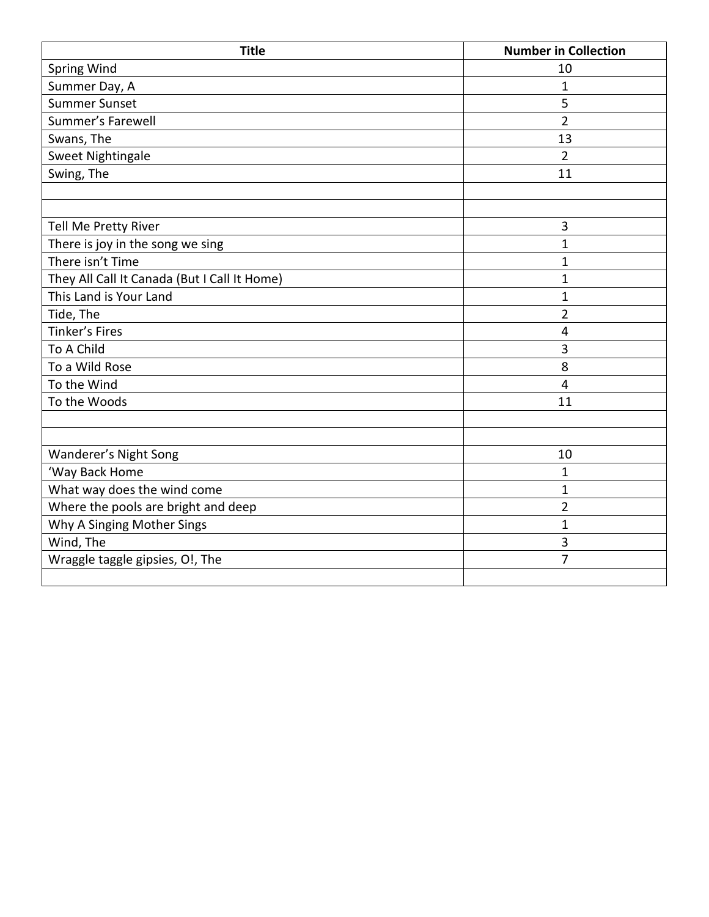| Title | Number in Collection |
| --- | --- |
| Spring Wind | 10 |
| Summer Day, A | 1 |
| Summer Sunset | 5 |
| Summer's Farewell | 2 |
| Swans, The | 13 |
| Sweet Nightingale | 2 |
| Swing, The | 11 |
| | |
| | |
| Tell Me Pretty River | 3 |
| There is joy in the song we sing | 1 |
| There isn't Time | 1 |
| They All Call It Canada (But I Call It Home) | 1 |
| This Land is Your Land | 1 |
| Tide, The | 2 |
| Tinker's Fires | 4 |
| To A Child | 3 |
| To a Wild Rose | 8 |
| To the Wind | 4 |
| To the Woods | 11 |
| | |
| | |
| Wanderer's Night Song | 10 |
| 'Way Back Home | 1 |
| What way does the wind come | 1 |
| Where the pools are bright and deep | 2 |
| Why A Singing Mother Sings | 1 |
| Wind, The | 3 |
| Wraggle taggle gipsies, O!, The | 7 |
| | |